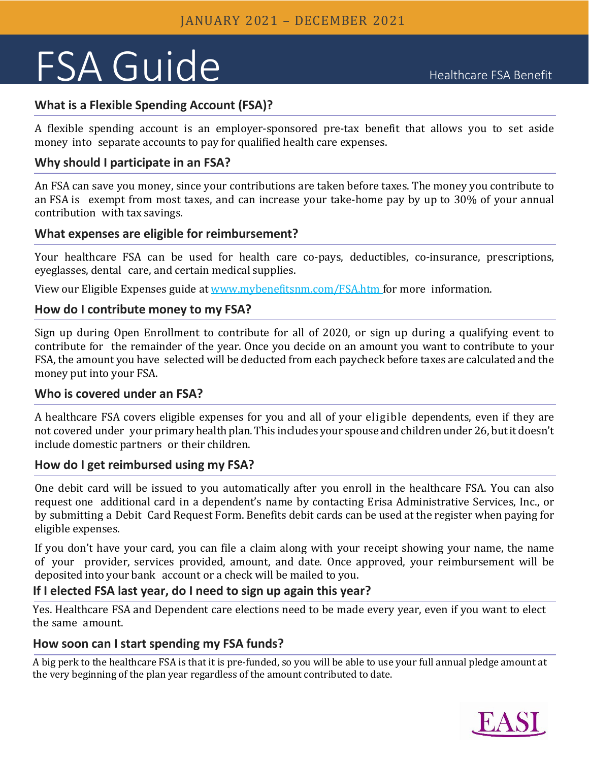JANUARY 2021 – DECEMBER 2021

# FSA Guide

Healthcare FSA Benefit

## What is a Flexible Spending Account (FSA)?

A flexible spending account is an employer-sponsored pre-tax benefit that allows you to set aside money into separate accounts to pay for qualified health care expenses.

## Why should I participate in an FSA?

An FSA can save you money, since your contributions are taken before taxes. The money you contribute to an FSA is exempt from most taxes, and can increase your take-home pay by up to 30% of your annual contribution with tax savings.

## What expenses are eligible for reimbursement?

Your healthcare FSA can be used for health care co-pays, deductibles, co-insurance, prescriptions, eyeglasses, dental care, and certain medical supplies.

View our Eligible Expenses guide at [www.mybenefitsnm.com/FSA.htm](http://www.mybenefitsnm.com/FSA.htm) for more information.

## How do I contribute money to my FSA?

Sign up during Open Enrollment to contribute for all of 2020, or sign up during a qualifying event to contribute for the remainder of the year. Once you decide on an amount you want to contribute to your FSA, the amount you have selected will be deducted from each paycheck before taxes are calculated and the money put into your FSA.

## Who is covered under an FSA?

A healthcare FSA covers eligible expenses for you and all of your eligible dependents, even if they are not covered under your primary health plan. This includes your spouse and children under 26, but it doesn't include domestic partners or their children.

## How do I get reimbursed using my FSA?

One debit card will be issued to you automatically after you enroll in the healthcare FSA. You can also request one additional card in a dependent's name by contacting Erisa Administrative Services, Inc., or by submitting a Debit Card Request Form. Benefits debit cards can be used at the register when paying for eligible expenses.

If you don't have your card, you can file a claim along with your receipt showing your name, the name of your provider, services provided, amount, and date. Once approved, your reimbursement will be deposited into your bank account or a check will be mailed to you.

## If I elected FSA last year, do I need to sign up again this year?

Yes. Healthcare FSA and Dependent care elections need to be made every year, even if you want to elect the same amount.

## How soon can I start spending my FSA funds?

A big perk to the healthcare FSA is that it is pre-funded, so you will be able to use your full annual pledge amount at the very beginning of the plan year regardless of the amount contributed to date.

EASI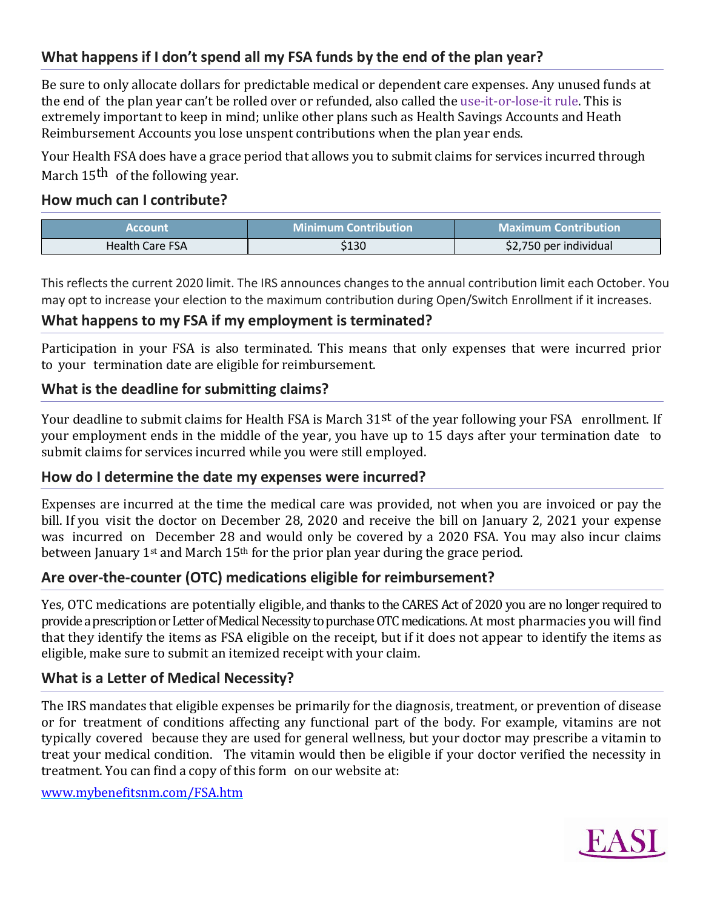## What happens if I don't spend all my FSA funds by the end of the plan year?

Be sure to only allocate dollars for predictable medical or dependent care expenses. Any unused funds at the end of the plan year can't be rolled over or refunded, also called the use-it-or-lose-it rule. This is extremely important to keep in mind; unlike other plans such as Health Savings Accounts and Heath Reimbursement Accounts you lose unspent contributions when the plan year ends.

Your Health FSA does have a grace period that allows you to submit claims for services incurred through March 15th of the following year.

## How much can I contribute?

| Account | Minimum Contribution | Maximum Contribution |
| --- | --- | --- |
| Health Care FSA | $130 | $2,750 per individual |

This reflects the current 2020 limit. The IRS announces changes to the annual contribution limit each October. You may opt to increase your election to the maximum contribution during Open/Switch Enrollment if it increases.

## What happens to my FSA if my employment is terminated?

Participation in your FSA is also terminated. This means that only expenses that were incurred prior to your termination date are eligible for reimbursement.

## What is the deadline for submitting claims?

Your deadline to submit claims for Health FSA is March 31st of the year following your FSA enrollment. If your employment ends in the middle of the year, you have up to 15 days after your termination date to submit claims for services incurred while you were still employed.

## How do I determine the date my expenses were incurred?

Expenses are incurred at the time the medical care was provided, not when you are invoiced or pay the bill. If you visit the doctor on December 28, 2020 and receive the bill on January 2, 2021 your expense was incurred on December 28 and would only be covered by a 2020 FSA. You may also incur claims between January 1st and March 15th for the prior plan year during the grace period.

## Are over-the-counter (OTC) medications eligible for reimbursement?

Yes, OTC medications are potentially eligible, and thanks to the CARES Act of 2020 you are no longer required to provide a prescription or Letter of Medical Necessity to purchase OTC medications. At most pharmacies you will find that they identify the items as FSA eligible on the receipt, but if it does not appear to identify the items as eligible, make sure to submit an itemized receipt with your claim.

## What is a Letter of Medical Necessity?

The IRS mandates that eligible expenses be primarily for the diagnosis, treatment, or prevention of disease or for treatment of conditions affecting any functional part of the body. For example, vitamins are not typically covered because they are used for general wellness, but your doctor may prescribe a vitamin to treat your medical condition. The vitamin would then be eligible if your doctor verified the necessity in treatment. You can find a copy of this form on our website at:

www.mybenefitsnm.com/FSA.htm

EASI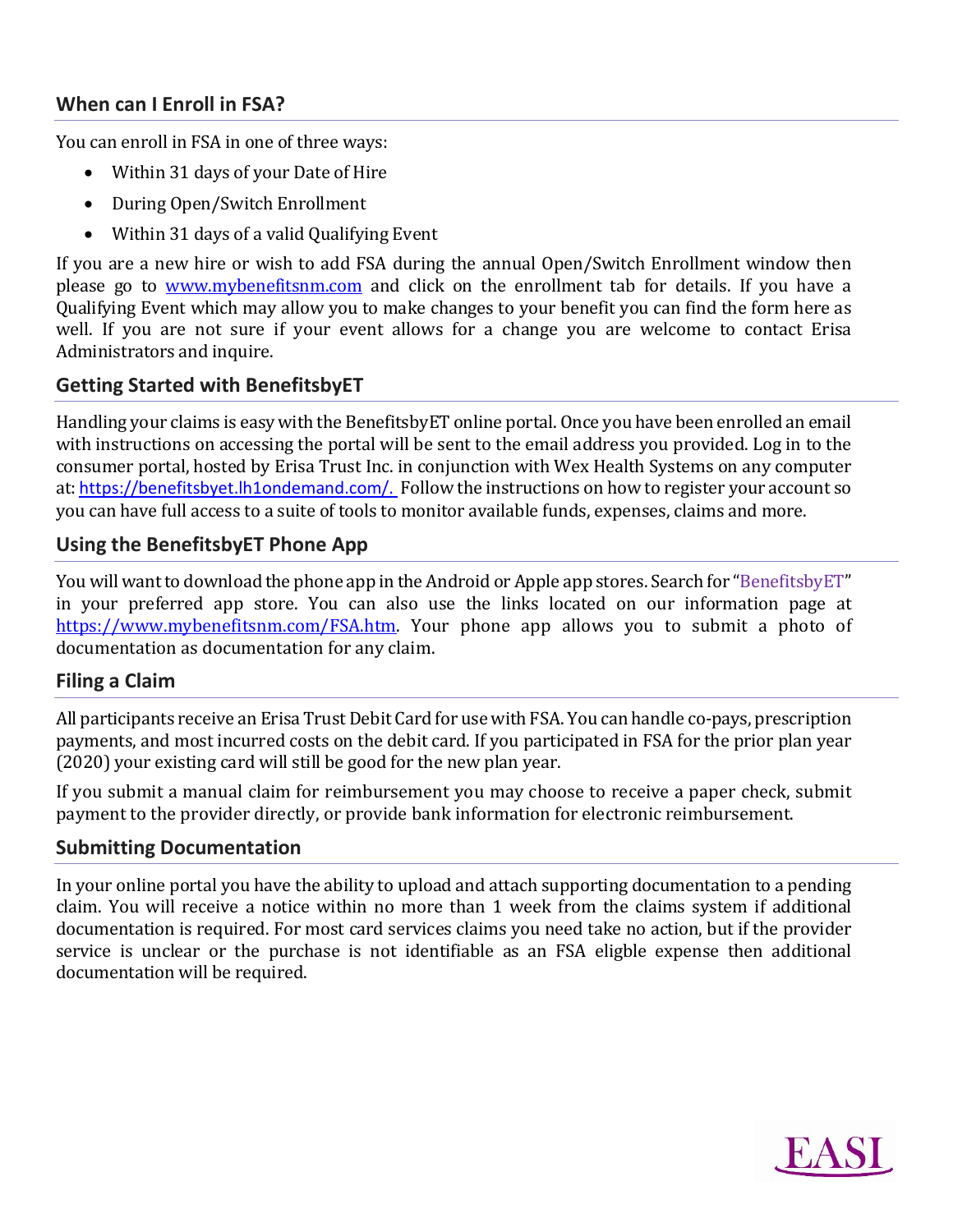## When can I Enroll in FSA?

You can enroll in FSA in one of three ways:

- Within 31 days of your Date of Hire
- During Open/Switch Enrollment
- Within 31 days of a valid Qualifying Event

If you are a new hire or wish to add FSA during the annual Open/Switch Enrollment window then please go to www.mybenefitsnm.com and click on the enrollment tab for details. If you have a Qualifying Event which may allow you to make changes to your benefit you can find the form here as well. If you are not sure if your event allows for a change you are welcome to contact Erisa Administrators and inquire.

## Getting Started with BenefitsbyET

Handling your claims is easy with the BenefitsbyET online portal. Once you have been enrolled an email with instructions on accessing the portal will be sent to the email address you provided. Log in to the consumer portal, hosted by Erisa Trust Inc. in conjunction with Wex Health Systems on any computer at: https://benefitsbyet.lh1ondemand.com/. Follow the instructions on how to register your account so you can have full access to a suite of tools to monitor available funds, expenses, claims and more.

## Using the BenefitsbyET Phone App

You will want to download the phone app in the Android or Apple app stores. Search for "BenefitsbyET" in your preferred app store. You can also use the links located on our information page at https://www.mybenefitsnm.com/FSA.htm. Your phone app allows you to submit a photo of documentation as documentation for any claim.

## Filing a Claim

All participants receive an Erisa Trust Debit Card for use with FSA. You can handle co-pays, prescription payments, and most incurred costs on the debit card. If you participated in FSA for the prior plan year (2020) your existing card will still be good for the new plan year.

If you submit a manual claim for reimbursement you may choose to receive a paper check, submit payment to the provider directly, or provide bank information for electronic reimbursement.

## Submitting Documentation

In your online portal you have the ability to upload and attach supporting documentation to a pending claim. You will receive a notice within no more than 1 week from the claims system if additional documentation is required. For most card services claims you need take no action, but if the provider service is unclear or the purchase is not identifiable as an FSA eligble expense then additional documentation will be required.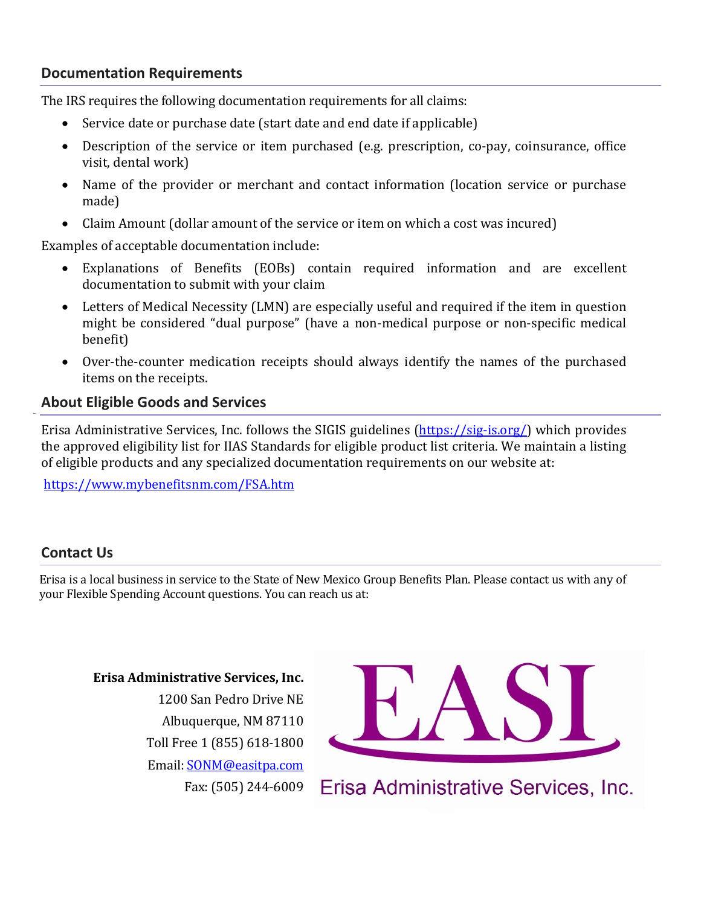## Documentation Requirements

The IRS requires the following documentation requirements for all claims:

- Service date or purchase date (start date and end date if applicable)
- Description of the service or item purchased (e.g. prescription, co-pay, coinsurance, office visit, dental work)
- Name of the provider or merchant and contact information (location service or purchase made)
- Claim Amount (dollar amount of the service or item on which a cost was incured)

Examples of acceptable documentation include:

- Explanations of Benefits (EOBs) contain required information and are excellent documentation to submit with your claim
- Letters of Medical Necessity (LMN) are especially useful and required if the item in question might be considered "dual purpose" (have a non-medical purpose or non-specific medical benefit)
- Over-the-counter medication receipts should always identify the names of the purchased items on the receipts.

## About Eligible Goods and Services

Erisa Administrative Services, Inc. follows the SIGIS guidelines (https://sig-is.org/) which provides the approved eligibility list for IIAS Standards for eligible product list criteria. We maintain a listing of eligible products and any specialized documentation requirements on our website at:

https://www.mybenefitsnm.com/FSA.htm

## Contact Us

Erisa is a local business in service to the State of New Mexico Group Benefits Plan. Please contact us with any of your Flexible Spending Account questions. You can reach us at:

**Erisa Administrative Services, Inc.**
1200 San Pedro Drive NE
Albuquerque, NM 87110
Toll Free 1 (855) 618-1800
Email: SONM@easitpa.com
Fax: (505) 244-6009

EASI
Erisa Administrative Services, Inc.